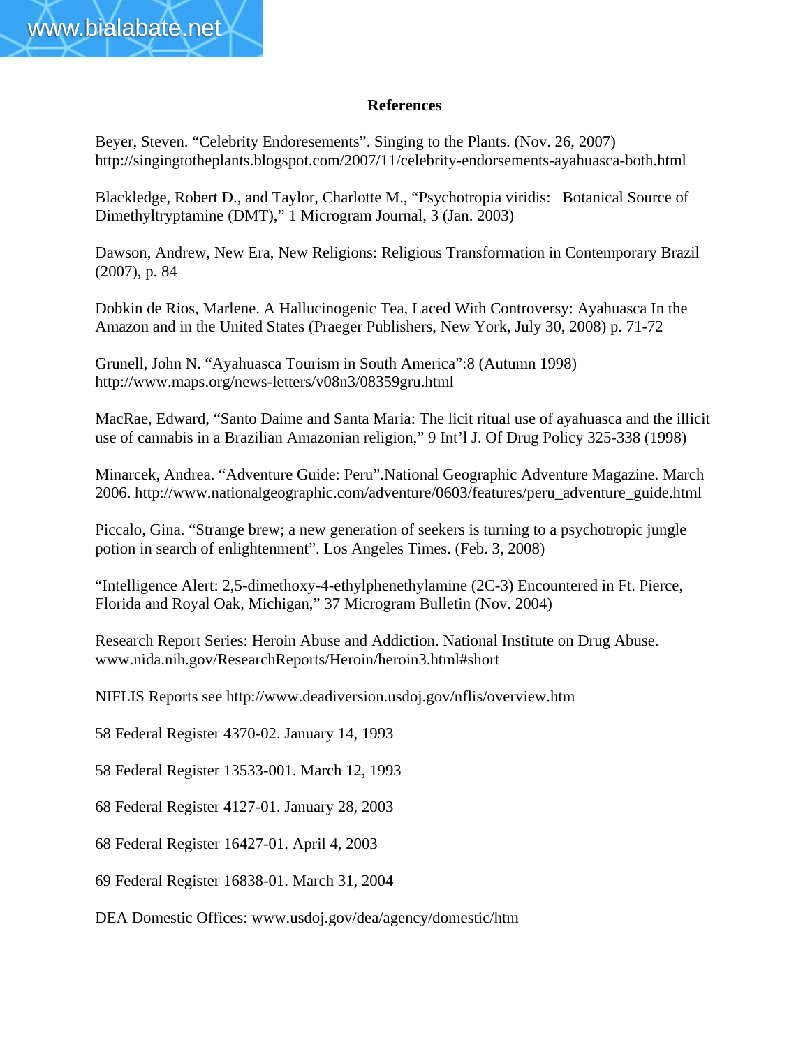## References

Beyer, Steven. "Celebrity Endoresements". Singing to the Plants. (Nov. 26, 2007) http://singingtotheplants.blogspot.com/2007/11/celebrity-endorsements-ayahuasca-both.html

Blackledge, Robert D., and Taylor, Charlotte M., "Psychotropia viridis: Botanical Source of Dimethyltryptamine (DMT)," 1 Microgram Journal, 3 (Jan. 2003)

Dawson, Andrew, New Era, New Religions: Religious Transformation in Contemporary Brazil (2007), p. 84

Dobkin de Rios, Marlene. A Hallucinogenic Tea, Laced With Controversy: Ayahuasca In the Amazon and in the United States (Praeger Publishers, New York, July 30, 2008) p. 71-72

Grunell, John N. "Ayahuasca Tourism in South America":8 (Autumn 1998) http://www.maps.org/news-letters/v08n3/08359gru.html

MacRae, Edward, "Santo Daime and Santa Maria: The licit ritual use of ayahuasca and the illicit use of cannabis in a Brazilian Amazonian religion," 9 Int'l J. Of Drug Policy 325-338 (1998)

Minarcek, Andrea. "Adventure Guide: Peru".National Geographic Adventure Magazine. March 2006. http://www.nationalgeographic.com/adventure/0603/features/peru_adventure_guide.html

Piccalo, Gina. "Strange brew; a new generation of seekers is turning to a psychotropic jungle potion in search of enlightenment". Los Angeles Times. (Feb. 3, 2008)

"Intelligence Alert: 2,5-dimethoxy-4-ethylphenethylamine (2C-3) Encountered in Ft. Pierce, Florida and Royal Oak, Michigan," 37 Microgram Bulletin (Nov. 2004)

Research Report Series: Heroin Abuse and Addiction. National Institute on Drug Abuse. www.nida.nih.gov/ResearchReports/Heroin/heroin3.html#short

NIFLIS Reports see http://www.deadiversion.usdoj.gov/nflis/overview.htm

58 Federal Register 4370-02. January 14, 1993

58 Federal Register 13533-001. March 12, 1993

68 Federal Register 4127-01. January 28, 2003

68 Federal Register 16427-01. April 4, 2003

69 Federal Register 16838-01. March 31, 2004

DEA Domestic Offices: www.usdoj.gov/dea/agency/domestic/htm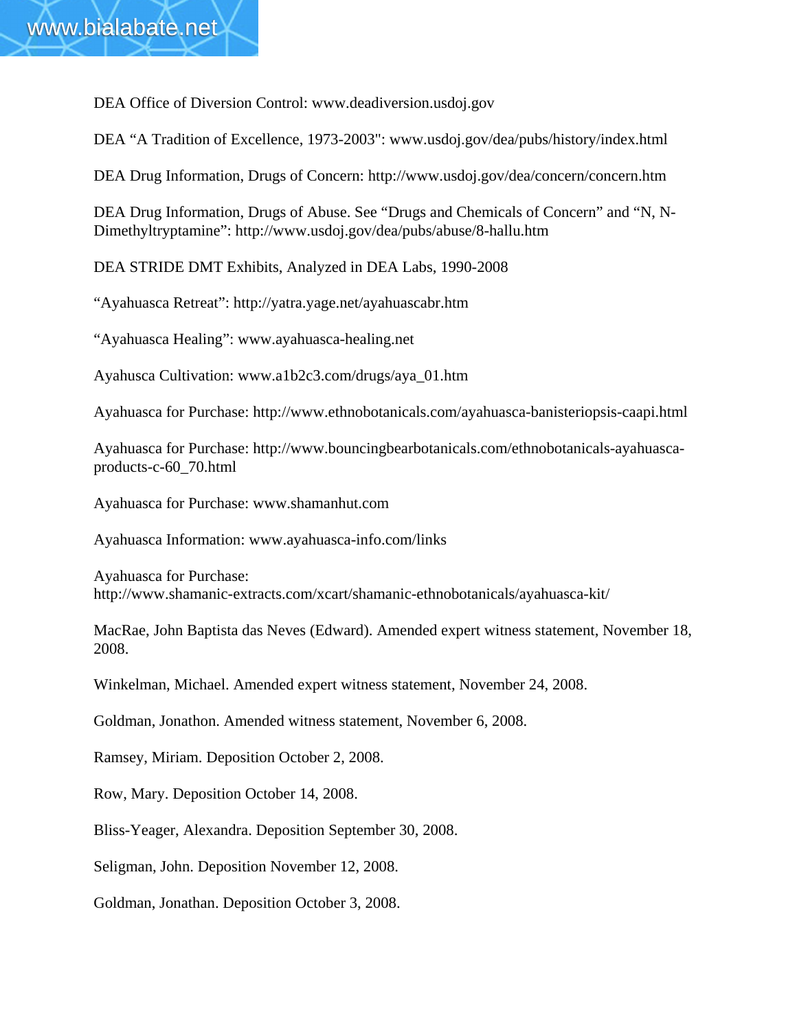DEA Office of Diversion Control: www.deadiversion.usdoj.gov

DEA "A Tradition of Excellence, 1973-2003": www.usdoj.gov/dea/pubs/history/index.html

DEA Drug Information, Drugs of Concern: http://www.usdoj.gov/dea/concern/concern.htm

DEA Drug Information, Drugs of Abuse. See "Drugs and Chemicals of Concern" and "N, N-Dimethyltryptamine": http://www.usdoj.gov/dea/pubs/abuse/8-hallu.htm

DEA STRIDE DMT Exhibits, Analyzed in DEA Labs, 1990-2008

"Ayahuasca Retreat": http://yatra.yage.net/ayahuascabr.htm

"Ayahuasca Healing": www.ayahuasca-healing.net

Ayahusca Cultivation: www.a1b2c3.com/drugs/aya_01.htm

Ayahuasca for Purchase: http://www.ethnobotanicals.com/ayahuasca-banisteriopsis-caapi.html

Ayahuasca for Purchase: http://www.bouncingbearbotanicals.com/ethnobotanicals-ayahuasca-products-c-60_70.html

Ayahuasca for Purchase: www.shamanhut.com

Ayahuasca Information: www.ayahuasca-info.com/links

Ayahuasca for Purchase: http://www.shamanic-extracts.com/xcart/shamanic-ethnobotanicals/ayahuasca-kit/

MacRae, John Baptista das Neves (Edward). Amended expert witness statement, November 18, 2008.

Winkelman, Michael. Amended expert witness statement, November 24, 2008.

Goldman, Jonathon. Amended witness statement, November 6, 2008.

Ramsey, Miriam. Deposition October 2, 2008.

Row, Mary. Deposition October 14, 2008.

Bliss-Yeager, Alexandra. Deposition September 30, 2008.

Seligman, John. Deposition November 12, 2008.

Goldman, Jonathan. Deposition October 3, 2008.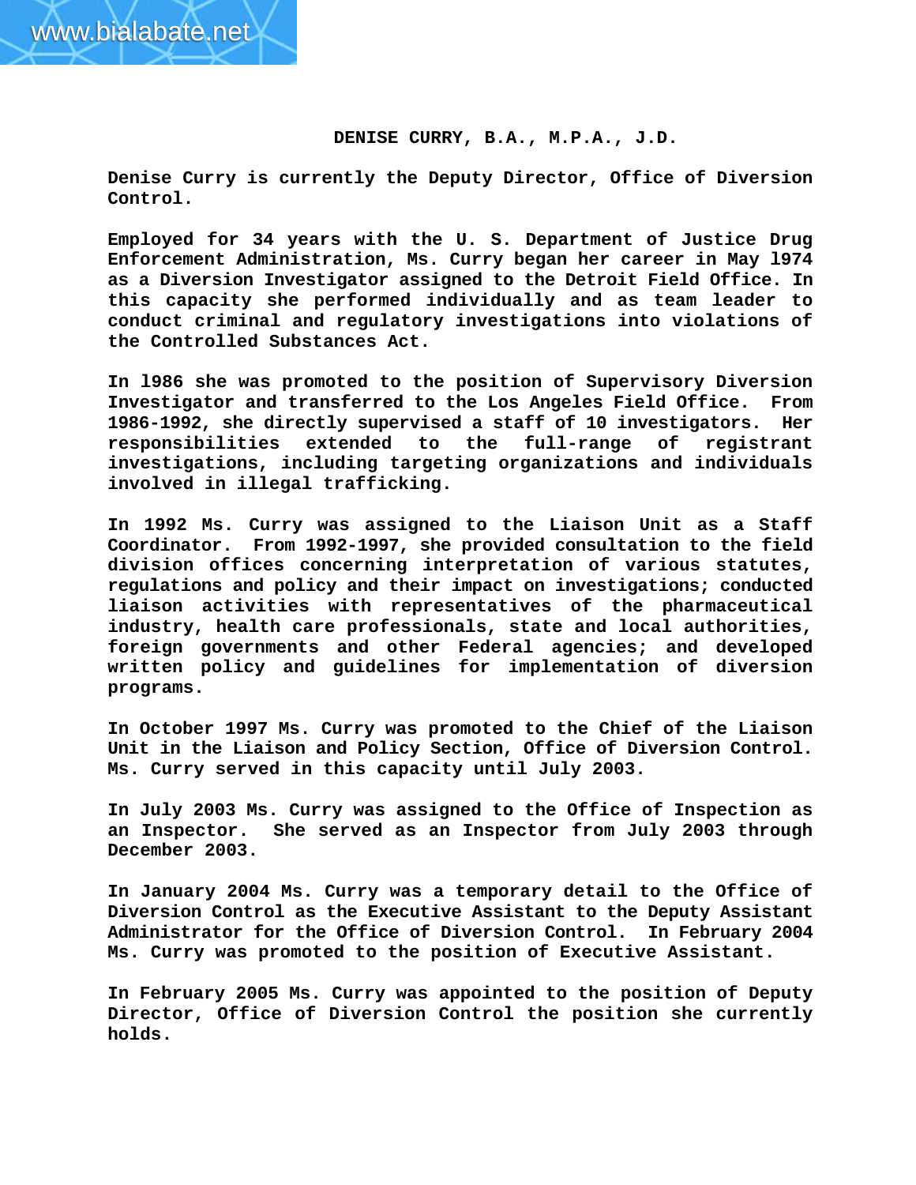# DENISE CURRY, B.A., M.P.A., J.D.

**Denise Curry is currently the Deputy Director, Office of Diversion Control.**

**Employed for 34 years with the U. S. Department of Justice Drug Enforcement Administration, Ms. Curry began her career in May 1974 as a Diversion Investigator assigned to the Detroit Field Office. In this capacity she performed individually and as team leader to conduct criminal and regulatory investigations into violations of the Controlled Substances Act.**

**In 1986 she was promoted to the position of Supervisory Diversion Investigator and transferred to the Los Angeles Field Office. From 1986-1992, she directly supervised a staff of 10 investigators. Her responsibilities extended to the full-range of registrant investigations, including targeting organizations and individuals involved in illegal trafficking.**

**In 1992 Ms. Curry was assigned to the Liaison Unit as a Staff Coordinator. From 1992-1997, she provided consultation to the field division offices concerning interpretation of various statutes, regulations and policy and their impact on investigations; conducted liaison activities with representatives of the pharmaceutical industry, health care professionals, state and local authorities, foreign governments and other Federal agencies; and developed written policy and guidelines for implementation of diversion programs.**

**In October 1997 Ms. Curry was promoted to the Chief of the Liaison Unit in the Liaison and Policy Section, Office of Diversion Control. Ms. Curry served in this capacity until July 2003.**

**In July 2003 Ms. Curry was assigned to the Office of Inspection as an Inspector. She served as an Inspector from July 2003 through December 2003.**

**In January 2004 Ms. Curry was a temporary detail to the Office of Diversion Control as the Executive Assistant to the Deputy Assistant Administrator for the Office of Diversion Control. In February 2004 Ms. Curry was promoted to the position of Executive Assistant.**

**In February 2005 Ms. Curry was appointed to the position of Deputy Director, Office of Diversion Control the position she currently holds.**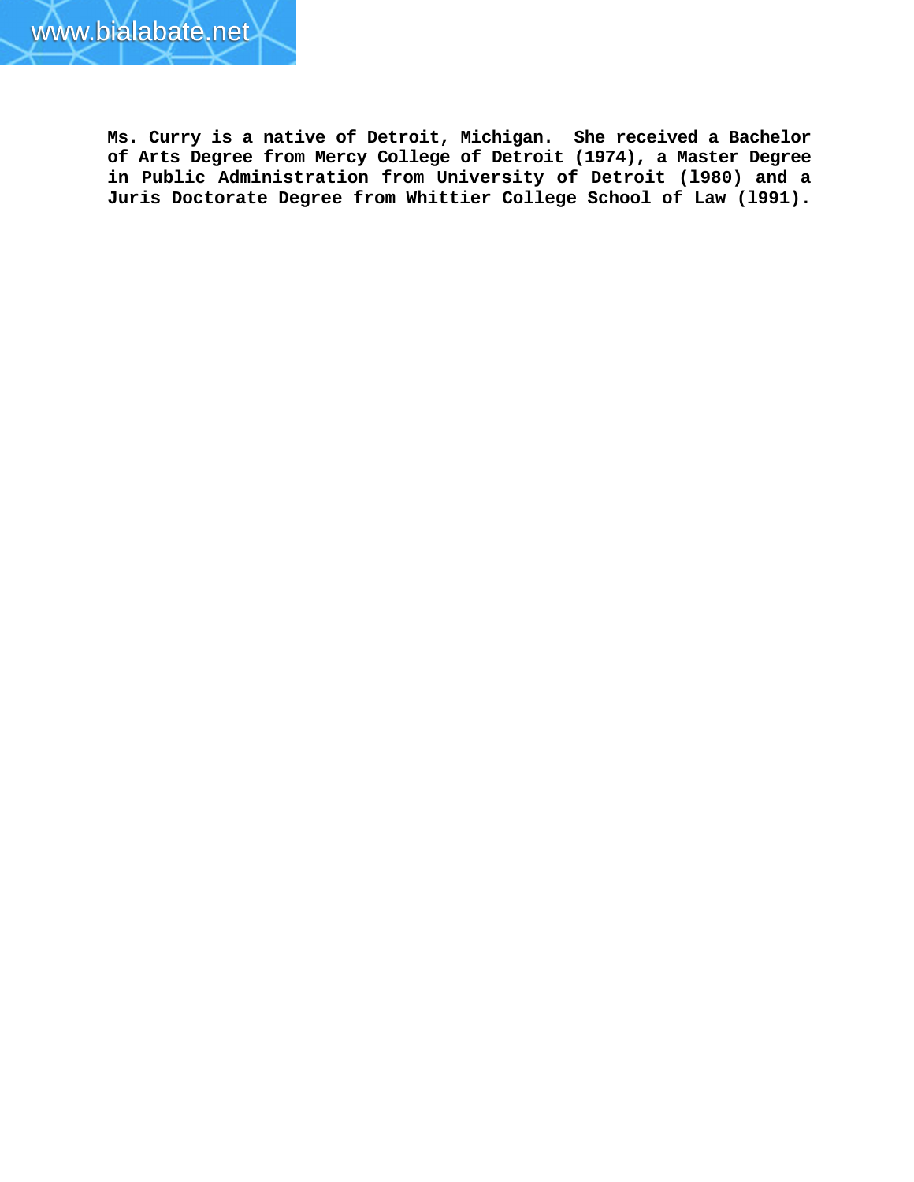**Ms. Curry is a native of Detroit, Michigan. She received a Bachelor of Arts Degree from Mercy College of Detroit (1974), a Master Degree in Public Administration from University of Detroit (l980) and a Juris Doctorate Degree from Whittier College School of Law (l991).**